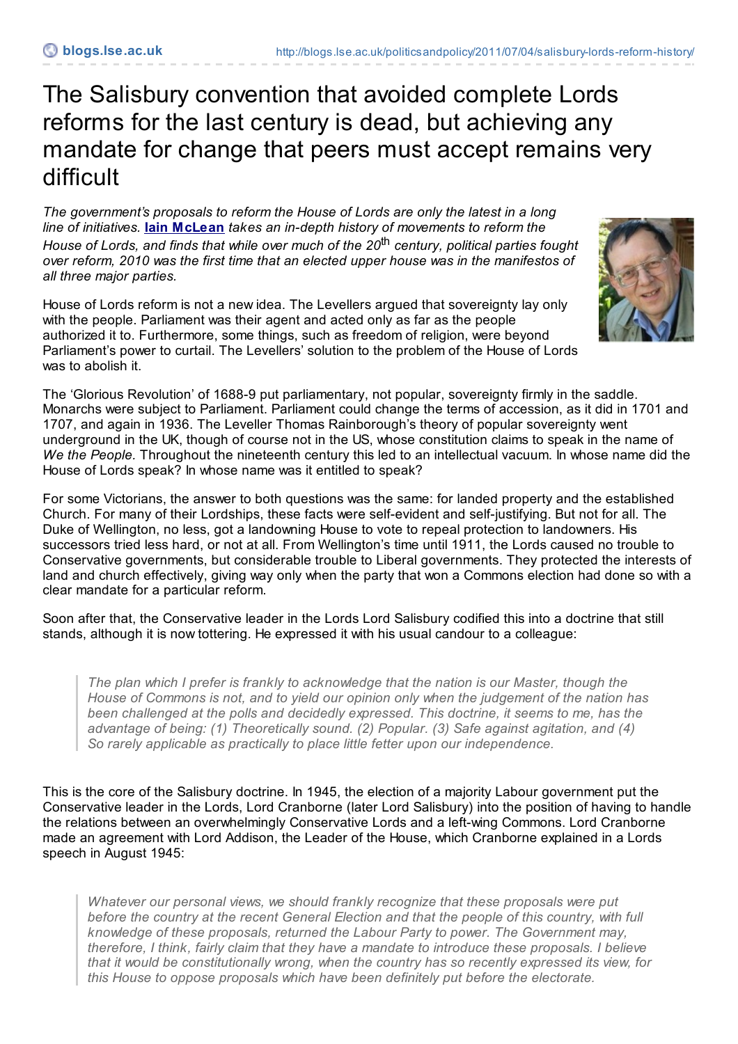# The Salisbury convention that avoided complete Lords reforms for the last century is dead, but achieving any mandate for change that peers must accept remains very difficult

*The government's proposals to reform the House of Lords are only the latest in a long line of initiatives.* **Iain McLean** *takes an in-depth history of movements to reform the House of Lords, and finds that while over much of the 20th century, political parties fought over reform, 2010 was the first time that an elected upper house was in the manifestos of all three major parties.*

House of Lords reform is not a new idea. The Levellers argued that sovereignty lay only with the people. Parliament was their agent and acted only as far as the people authorized it to. Furthermore, some things, such as freedom of religion, were beyond Parliament's power to curtail. The Levellers' solution to the problem of the House of Lords was to abolish it.

The 'Glorious Revolution' of 1688-9 put parliamentary, not popular, sovereignty firmly in the saddle. Monarchs were subject to Parliament. Parliament could change the terms of accession, as it did in 1701 and 1707, and again in 1936. The Leveller Thomas Rainborough's theory of popular sovereignty went underground in the UK, though of course not in the US, whose constitution claims to speak in the name of *We the People.* Throughout the nineteenth century this led to an intellectual vacuum. In whose name did the House of Lords speak? In whose name was it entitled to speak?

For some Victorians, the answer to both questions was the same: for landed property and the established Church. For many of their Lordships, these facts were self-evident and self-justifying. But not for all. The Duke of Wellington, no less, got a landowning House to vote to repeal protection to landowners. His successors tried less hard, or not at all. From Wellington's time until 1911, the Lords caused no trouble to Conservative governments, but considerable trouble to Liberal governments. They protected the interests of land and church effectively, giving way only when the party that won a Commons election had done so with a clear mandate for a particular reform.

Soon after that, the Conservative leader in the Lords Lord Salisbury codified this into a doctrine that still stands, although it is now tottering. He expressed it with his usual candour to a colleague:

> *The plan which I prefer is frankly to acknowledge that the nation is our Master, though the House of Commons is not, and to yield our opinion only when the judgement of the nation has been challenged at the polls and decidedly expressed. This doctrine, it seems to me, has the advantage of being: (1) Theoretically sound. (2) Popular. (3) Safe against agitation, and (4) So rarely applicable as practically to place little fetter upon our independence.*

This is the core of the Salisbury doctrine. In 1945, the election of a majority Labour government put the Conservative leader in the Lords, Lord Cranborne (later Lord Salisbury) into the position of having to handle the relations between an overwhelmingly Conservative Lords and a left-wing Commons. Lord Cranborne made an agreement with Lord Addison, the Leader of the House, which Cranborne explained in a Lords speech in August 1945:

> *Whatever our personal views, we should frankly recognize that these proposals were put before the country at the recent General Election and that the people of this country, with full knowledge of these proposals, returned the Labour Party to power. The Government may, therefore, I think, fairly claim that they have a mandate to introduce these proposals. I believe that it would be constitutionally wrong, when the country has so recently expressed its view, for this House to oppose proposals which have been definitely put before the electorate.*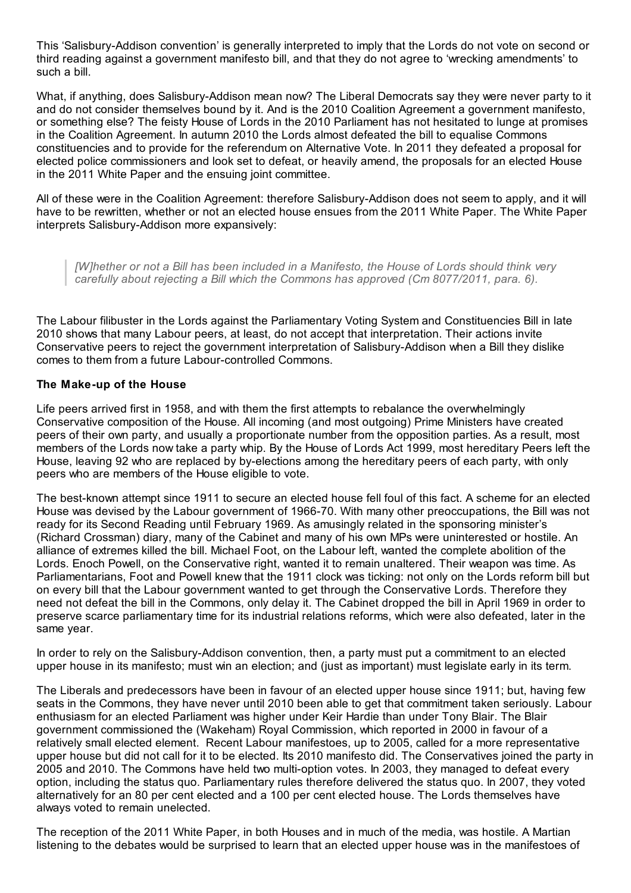This 'Salisbury-Addison convention' is generally interpreted to imply that the Lords do not vote on second or third reading against a government manifesto bill, and that they do not agree to 'wrecking amendments' to such a bill.

What, if anything, does Salisbury-Addison mean now? The Liberal Democrats say they were never party to it and do not consider themselves bound by it. And is the 2010 Coalition Agreement a government manifesto, or something else? The feisty House of Lords in the 2010 Parliament has not hesitated to lunge at promises in the Coalition Agreement. In autumn 2010 the Lords almost defeated the bill to equalise Commons constituencies and to provide for the referendum on Alternative Vote. In 2011 they defeated a proposal for elected police commissioners and look set to defeat, or heavily amend, the proposals for an elected House in the 2011 White Paper and the ensuing joint committee.

All of these were in the Coalition Agreement: therefore Salisbury-Addison does not seem to apply, and it will have to be rewritten, whether or not an elected house ensues from the 2011 White Paper. The White Paper interprets Salisbury-Addison more expansively:

> *[W]hether or not a Bill has been included in a Manifesto, the House of Lords should think very carefully about rejecting a Bill which the Commons has approved (Cm 8077/2011, para. 6).*

The Labour filibuster in the Lords against the Parliamentary Voting System and Constituencies Bill in late 2010 shows that many Labour peers, at least, do not accept that interpretation. Their actions invite Conservative peers to reject the government interpretation of Salisbury-Addison when a Bill they dislike comes to them from a future Labour-controlled Commons.

**The Make-up of the House**

Life peers arrived first in 1958, and with them the first attempts to rebalance the overwhelmingly Conservative composition of the House. All incoming (and most outgoing) Prime Ministers have created peers of their own party, and usually a proportionate number from the opposition parties. As a result, most members of the Lords now take a party whip. By the House of Lords Act 1999, most hereditary Peers left the House, leaving 92 who are replaced by by-elections among the hereditary peers of each party, with only peers who are members of the House eligible to vote.

The best-known attempt since 1911 to secure an elected house fell foul of this fact. A scheme for an elected House was devised by the Labour government of 1966-70. With many other preoccupations, the Bill was not ready for its Second Reading until February 1969. As amusingly related in the sponsoring minister's (Richard Crossman) diary, many of the Cabinet and many of his own MPs were uninterested or hostile. An alliance of extremes killed the bill. Michael Foot, on the Labour left, wanted the complete abolition of the Lords. Enoch Powell, on the Conservative right, wanted it to remain unaltered. Their weapon was time. As Parliamentarians, Foot and Powell knew that the 1911 clock was ticking: not only on the Lords reform bill but on every bill that the Labour government wanted to get through the Conservative Lords. Therefore they need not defeat the bill in the Commons, only delay it. The Cabinet dropped the bill in April 1969 in order to preserve scarce parliamentary time for its industrial relations reforms, which were also defeated, later in the same year.

In order to rely on the Salisbury-Addison convention, then, a party must put a commitment to an elected upper house in its manifesto; must win an election; and (just as important) must legislate early in its term.

The Liberals and predecessors have been in favour of an elected upper house since 1911; but, having few seats in the Commons, they have never until 2010 been able to get that commitment taken seriously. Labour enthusiasm for an elected Parliament was higher under Keir Hardie than under Tony Blair. The Blair government commissioned the (Wakeham) Royal Commission, which reported in 2000 in favour of a relatively small elected element. Recent Labour manifestoes, up to 2005, called for a more representative upper house but did not call for it to be elected. Its 2010 manifesto did. The Conservatives joined the party in 2005 and 2010. The Commons have held two multi-option votes. In 2003, they managed to defeat every option, including the status quo. Parliamentary rules therefore delivered the status quo. In 2007, they voted alternatively for an 80 per cent elected and a 100 per cent elected house. The Lords themselves have always voted to remain unelected.

The reception of the 2011 White Paper, in both Houses and in much of the media, was hostile. A Martian listening to the debates would be surprised to learn that an elected upper house was in the manifestoes of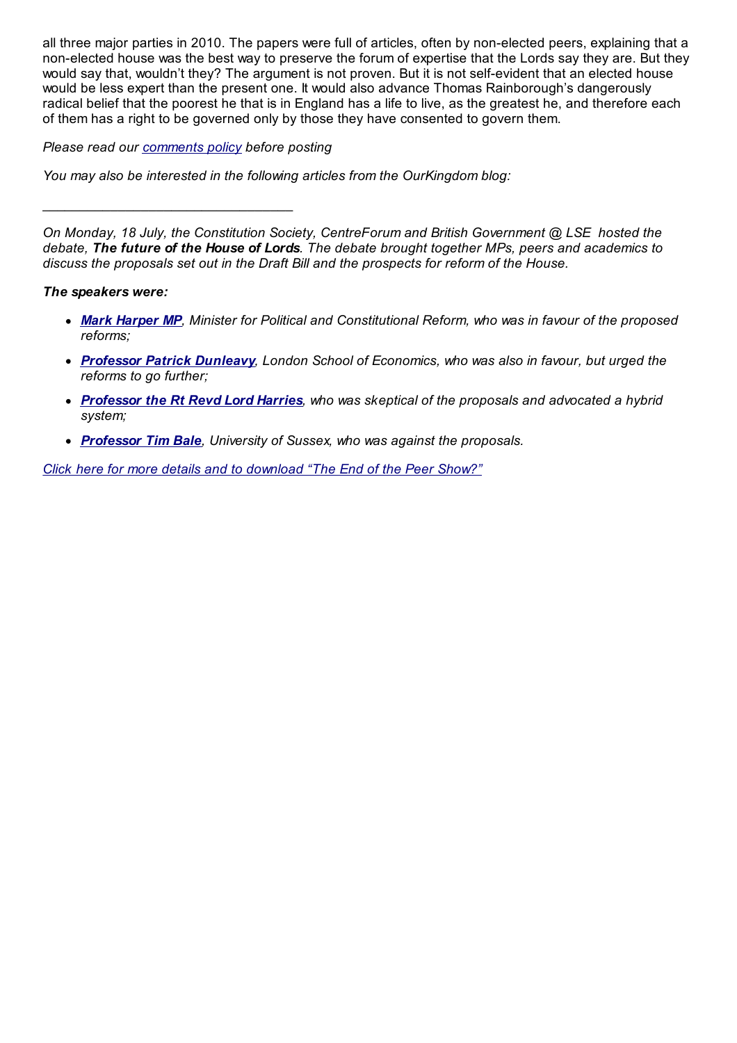all three major parties in 2010. The papers were full of articles, often by non-elected peers, explaining that a non-elected house was the best way to preserve the forum of expertise that the Lords say they are. But they would say that, wouldn't they? The argument is not proven. But it is not self-evident that an elected house would be less expert than the present one. It would also advance Thomas Rainborough's dangerously radical belief that the poorest he that is in England has a life to live, as the greatest he, and therefore each of them has a right to be governed only by those they have consented to govern them.

*Please read our comments policy before posting*

*You may also be interested in the following articles from the OurKingdom blog:*

---

*On Monday, 18 July, the Constitution Society, CentreForum and British Government @ LSE hosted the debate, **The future of the House of Lords**. The debate brought together MPs, peers and academics to discuss the proposals set out in the Draft Bill and the prospects for reform of the House.*

***The speakers were:***

- ***Mark Harper MP**, Minister for Political and Constitutional Reform, who was in favour of the proposed reforms;*
- ***Professor Patrick Dunleavy**, London School of Economics, who was also in favour, but urged the reforms to go further;*
- ***Professor the Rt Revd Lord Harries**, who was skeptical of the proposals and advocated a hybrid system;*
- ***Professor Tim Bale**, University of Sussex, who was against the proposals.*

*Click here for more details and to download "The End of the Peer Show?"*